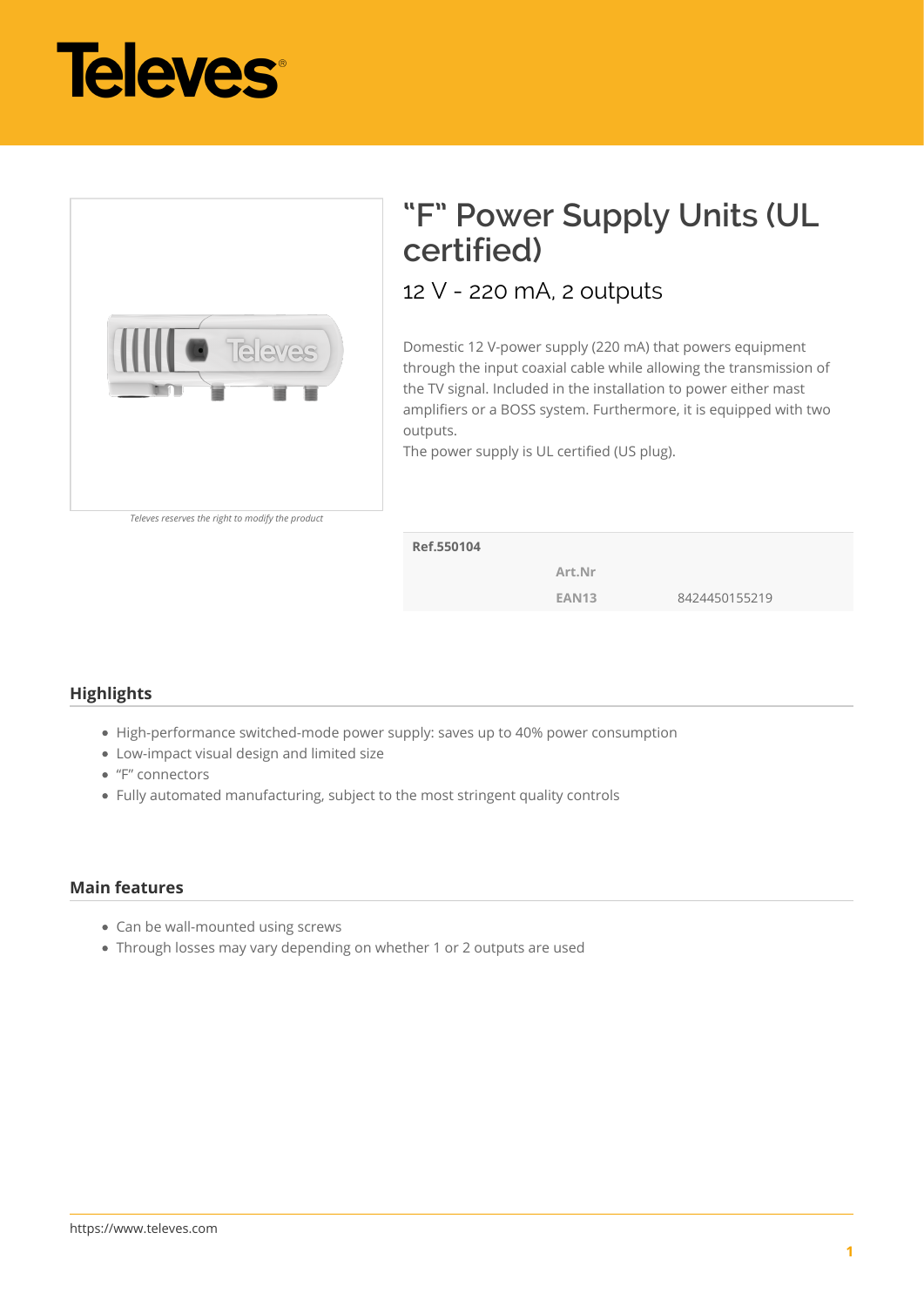# "F" Power Supply Units (UL certified)

## 12 V - 220 mA, 2 outputs

*Televes reserves the right to modify the product*

Domestic 12 V-power supply (220 mA) that powers equipment through the input coaxial cable while allowing the transmission of the TV signal. Included in the installation to power either mast amplifiers or a BOSS system. Furthermore, it is equipped with two outputs.
The power supply is UL certified (US plug).

| Ref.550104 | | |
|---|---|---|
| | Art.Nr | |
| | EAN13 | 8424450155219 |

## Highlights

- High-performance switched-mode power supply: saves up to 40% power consumption
- Low-impact visual design and limited size
- "F" connectors
- Fully automated manufacturing, subject to the most stringent quality controls

## Main features

- Can be wall-mounted using screws
- Through losses may vary depending on whether 1 or 2 outputs are used

https://www.televes.com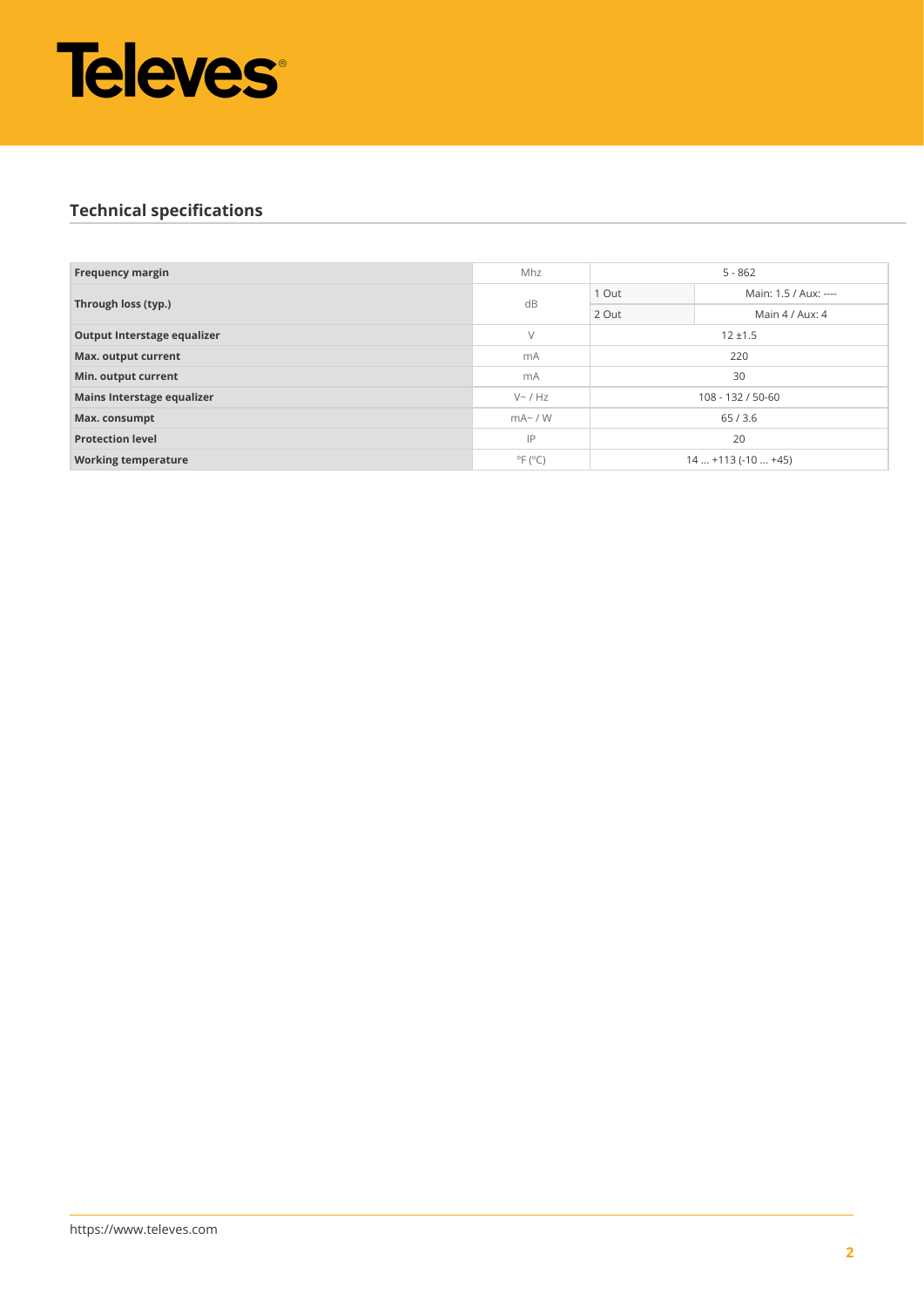## Technical specifications

| | | | |
|---|---|---|---|
| **Frequency margin** | Mhz | 5 - 862 | |
| **Through loss (typ.)** | dB | 1 Out | Main: 1.5 / Aux: ---- |
| | | 2 Out | Main 4 / Aux: 4 |
| **Output Interstage equalizer** | V | 12 ±1.5 | |
| **Max. output current** | mA | 220 | |
| **Min. output current** | mA | 30 | |
| **Mains Interstage equalizer** | V~ / Hz | 108 - 132 / 50-60 | |
| **Max. consumpt** | mA~ / W | 65 / 3.6 | |
| **Protection level** | IP | 20 | |
| **Working temperature** | ºF (ºC) | 14 ... +113 (-10 ... +45) | |

https://www.televes.com